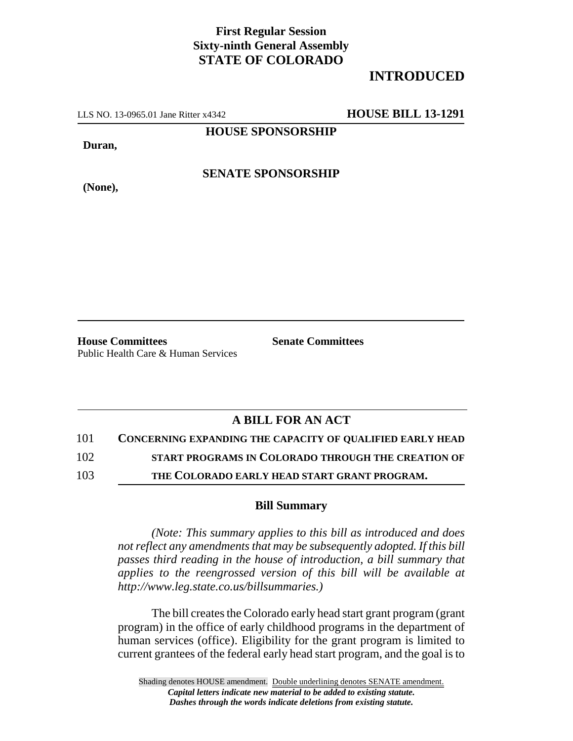**First Regular Session**
**Sixty-ninth General Assembly**
**STATE OF COLORADO**

# INTRODUCED

LLS NO. 13-0965.01 Jane Ritter x4342 **HOUSE BILL 13-1291**

**HOUSE SPONSORSHIP**

**Duran,**

**SENATE SPONSORSHIP**

**(None),**

**House Committees**
Public Health Care & Human Services

**Senate Committees**

## A BILL FOR AN ACT

101 **CONCERNING EXPANDING THE CAPACITY OF QUALIFIED EARLY HEAD**
102 **START PROGRAMS IN COLORADO THROUGH THE CREATION OF**
103 **THE COLORADO EARLY HEAD START GRANT PROGRAM.**

### Bill Summary

*(Note: This summary applies to this bill as introduced and does not reflect any amendments that may be subsequently adopted. If this bill passes third reading in the house of introduction, a bill summary that applies to the reengrossed version of this bill will be available at http://www.leg.state.co.us/billsummaries.)*

The bill creates the Colorado early head start grant program (grant program) in the office of early childhood programs in the department of human services (office). Eligibility for the grant program is limited to current grantees of the federal early head start program, and the goal is to

Shading denotes HOUSE amendment. Double underlining denotes SENATE amendment.
*Capital letters indicate new material to be added to existing statute.*
*Dashes through the words indicate deletions from existing statute.*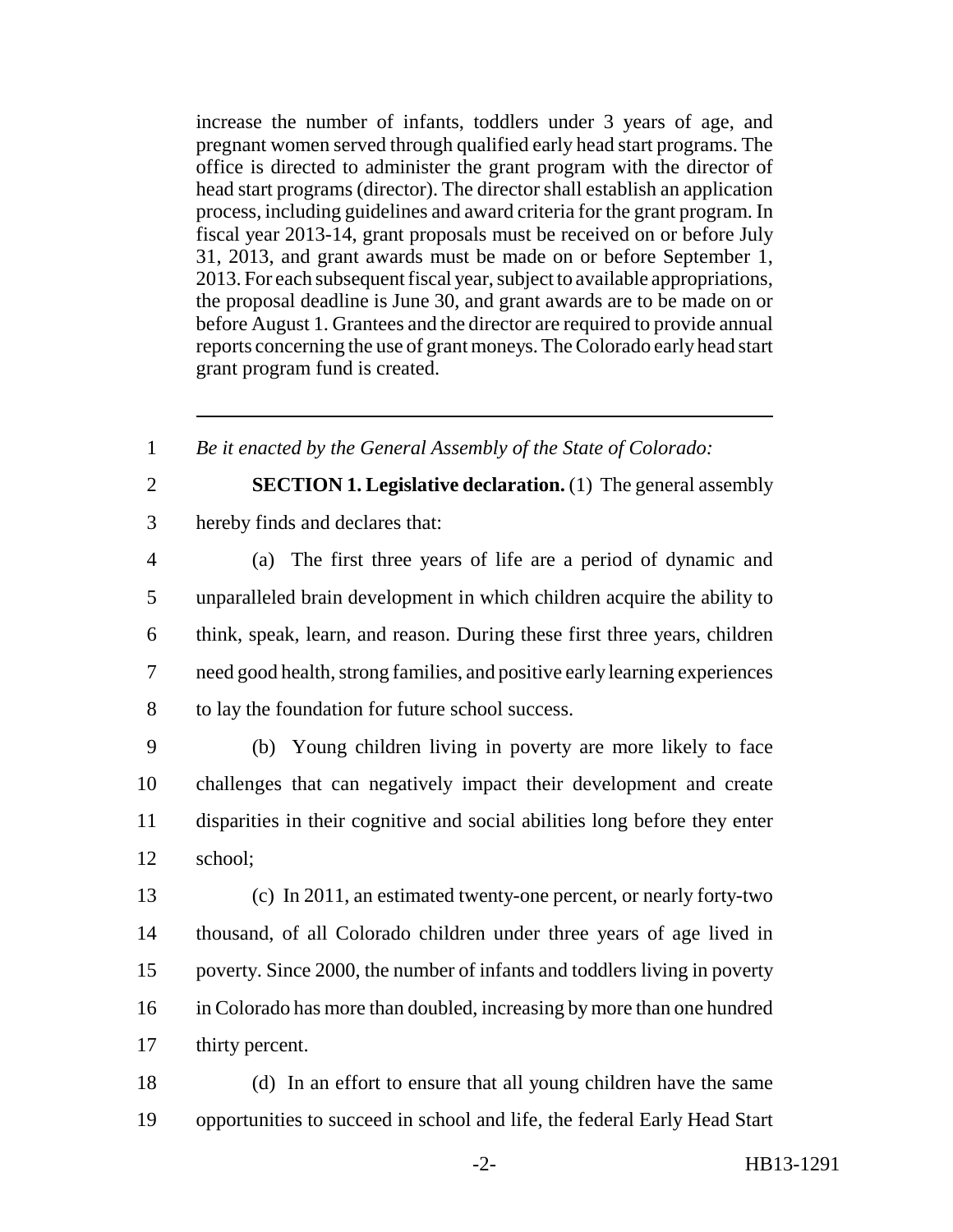increase the number of infants, toddlers under 3 years of age, and pregnant women served through qualified early head start programs. The office is directed to administer the grant program with the director of head start programs (director). The director shall establish an application process, including guidelines and award criteria for the grant program. In fiscal year 2013-14, grant proposals must be received on or before July 31, 2013, and grant awards must be made on or before September 1, 2013. For each subsequent fiscal year, subject to available appropriations, the proposal deadline is June 30, and grant awards are to be made on or before August 1. Grantees and the director are required to provide annual reports concerning the use of grant moneys. The Colorado early head start grant program fund is created.

---

1 *Be it enacted by the General Assembly of the State of Colorado:*

2 **SECTION 1. Legislative declaration.** (1) The general assembly
3 hereby finds and declares that:

4 (a) The first three years of life are a period of dynamic and
5 unparalleled brain development in which children acquire the ability to
6 think, speak, learn, and reason. During these first three years, children
7 need good health, strong families, and positive early learning experiences
8 to lay the foundation for future school success.

9 (b) Young children living in poverty are more likely to face
10 challenges that can negatively impact their development and create
11 disparities in their cognitive and social abilities long before they enter
12 school;

13 (c) In 2011, an estimated twenty-one percent, or nearly forty-two
14 thousand, of all Colorado children under three years of age lived in
15 poverty. Since 2000, the number of infants and toddlers living in poverty
16 in Colorado has more than doubled, increasing by more than one hundred
17 thirty percent.

18 (d) In an effort to ensure that all young children have the same
19 opportunities to succeed in school and life, the federal Early Head Start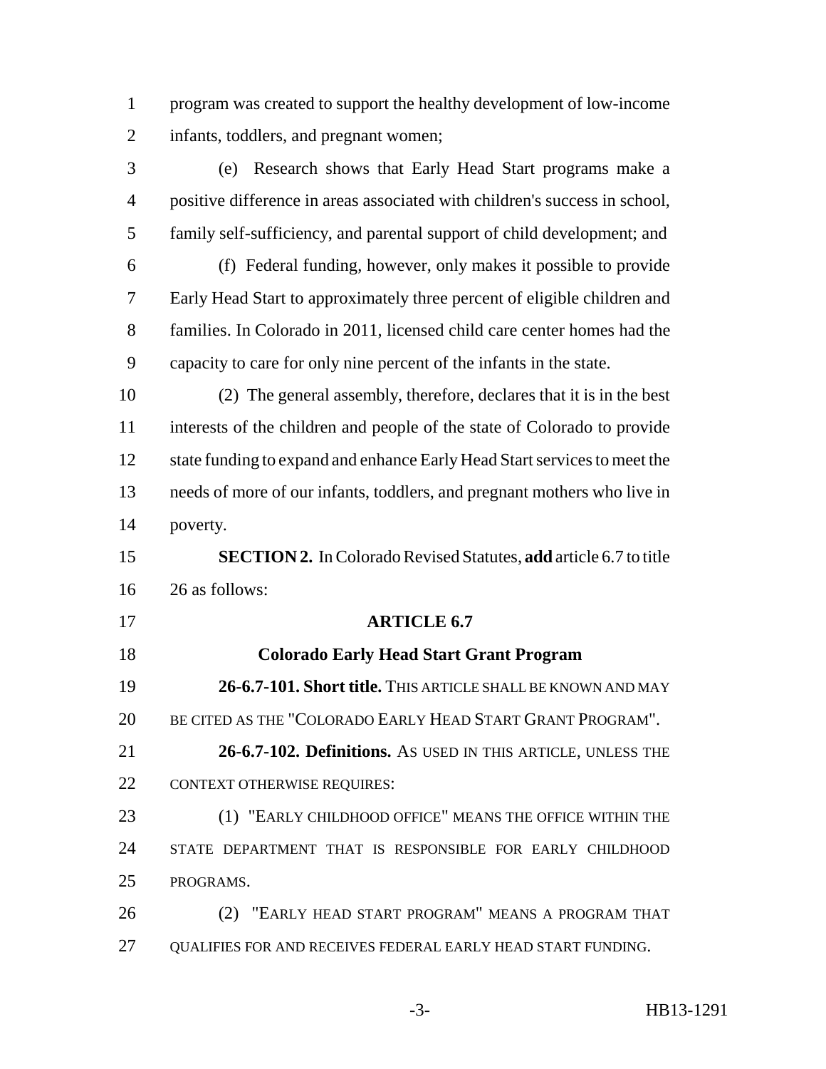program was created to support the healthy development of low-income infants, toddlers, and pregnant women;

(e) Research shows that Early Head Start programs make a positive difference in areas associated with children's success in school, family self-sufficiency, and parental support of child development; and

(f) Federal funding, however, only makes it possible to provide Early Head Start to approximately three percent of eligible children and families. In Colorado in 2011, licensed child care center homes had the capacity to care for only nine percent of the infants in the state.

(2) The general assembly, therefore, declares that it is in the best interests of the children and people of the state of Colorado to provide state funding to expand and enhance Early Head Start services to meet the needs of more of our infants, toddlers, and pregnant mothers who live in poverty.

**SECTION 2.** In Colorado Revised Statutes, **add** article 6.7 to title 26 as follows:

**ARTICLE 6.7**

**Colorado Early Head Start Grant Program**

**26-6.7-101. Short title.** THIS ARTICLE SHALL BE KNOWN AND MAY BE CITED AS THE "COLORADO EARLY HEAD START GRANT PROGRAM".

**26-6.7-102. Definitions.** AS USED IN THIS ARTICLE, UNLESS THE CONTEXT OTHERWISE REQUIRES:

(1) "EARLY CHILDHOOD OFFICE" MEANS THE OFFICE WITHIN THE STATE DEPARTMENT THAT IS RESPONSIBLE FOR EARLY CHILDHOOD PROGRAMS.

(2) "EARLY HEAD START PROGRAM" MEANS A PROGRAM THAT QUALIFIES FOR AND RECEIVES FEDERAL EARLY HEAD START FUNDING.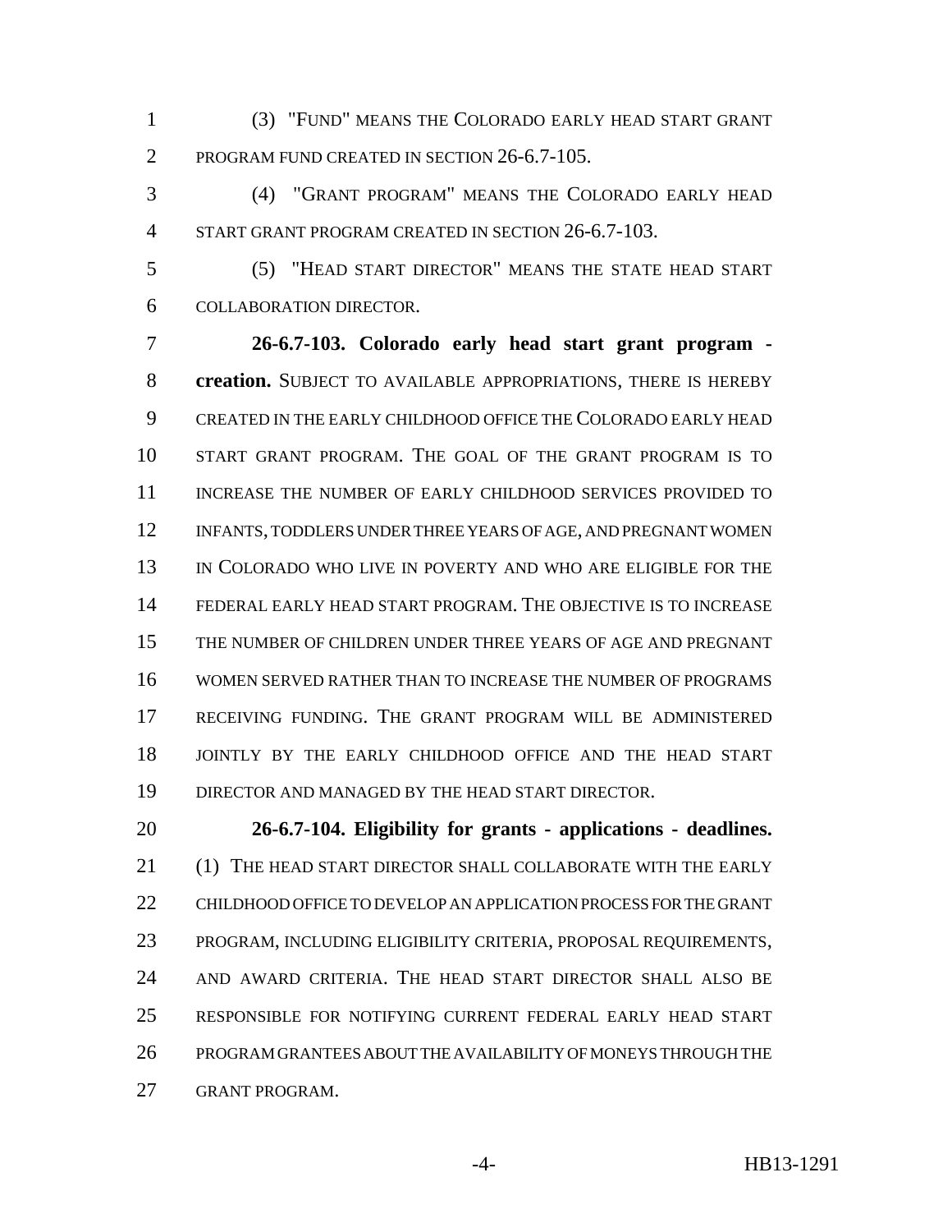(3) "FUND" MEANS THE COLORADO EARLY HEAD START GRANT PROGRAM FUND CREATED IN SECTION 26-6.7-105.

(4) "GRANT PROGRAM" MEANS THE COLORADO EARLY HEAD START GRANT PROGRAM CREATED IN SECTION 26-6.7-103.

(5) "HEAD START DIRECTOR" MEANS THE STATE HEAD START COLLABORATION DIRECTOR.

**26-6.7-103. Colorado early head start grant program - creation.** SUBJECT TO AVAILABLE APPROPRIATIONS, THERE IS HEREBY CREATED IN THE EARLY CHILDHOOD OFFICE THE COLORADO EARLY HEAD START GRANT PROGRAM. THE GOAL OF THE GRANT PROGRAM IS TO INCREASE THE NUMBER OF EARLY CHILDHOOD SERVICES PROVIDED TO INFANTS, TODDLERS UNDER THREE YEARS OF AGE, AND PREGNANT WOMEN IN COLORADO WHO LIVE IN POVERTY AND WHO ARE ELIGIBLE FOR THE FEDERAL EARLY HEAD START PROGRAM. THE OBJECTIVE IS TO INCREASE THE NUMBER OF CHILDREN UNDER THREE YEARS OF AGE AND PREGNANT WOMEN SERVED RATHER THAN TO INCREASE THE NUMBER OF PROGRAMS RECEIVING FUNDING. THE GRANT PROGRAM WILL BE ADMINISTERED JOINTLY BY THE EARLY CHILDHOOD OFFICE AND THE HEAD START DIRECTOR AND MANAGED BY THE HEAD START DIRECTOR.

**26-6.7-104. Eligibility for grants - applications - deadlines.** (1) THE HEAD START DIRECTOR SHALL COLLABORATE WITH THE EARLY CHILDHOOD OFFICE TO DEVELOP AN APPLICATION PROCESS FOR THE GRANT PROGRAM, INCLUDING ELIGIBILITY CRITERIA, PROPOSAL REQUIREMENTS, AND AWARD CRITERIA. THE HEAD START DIRECTOR SHALL ALSO BE RESPONSIBLE FOR NOTIFYING CURRENT FEDERAL EARLY HEAD START PROGRAM GRANTEES ABOUT THE AVAILABILITY OF MONEYS THROUGH THE GRANT PROGRAM.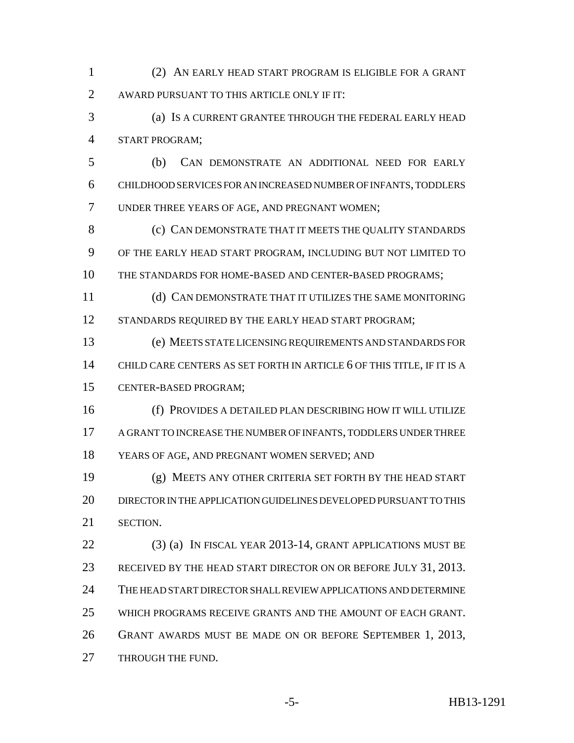(2) AN EARLY HEAD START PROGRAM IS ELIGIBLE FOR A GRANT AWARD PURSUANT TO THIS ARTICLE ONLY IF IT:

(a) IS A CURRENT GRANTEE THROUGH THE FEDERAL EARLY HEAD START PROGRAM;

(b) CAN DEMONSTRATE AN ADDITIONAL NEED FOR EARLY CHILDHOOD SERVICES FOR AN INCREASED NUMBER OF INFANTS, TODDLERS UNDER THREE YEARS OF AGE, AND PREGNANT WOMEN;

(c) CAN DEMONSTRATE THAT IT MEETS THE QUALITY STANDARDS OF THE EARLY HEAD START PROGRAM, INCLUDING BUT NOT LIMITED TO THE STANDARDS FOR HOME-BASED AND CENTER-BASED PROGRAMS;

(d) CAN DEMONSTRATE THAT IT UTILIZES THE SAME MONITORING STANDARDS REQUIRED BY THE EARLY HEAD START PROGRAM;

(e) MEETS STATE LICENSING REQUIREMENTS AND STANDARDS FOR CHILD CARE CENTERS AS SET FORTH IN ARTICLE 6 OF THIS TITLE, IF IT IS A CENTER-BASED PROGRAM;

(f) PROVIDES A DETAILED PLAN DESCRIBING HOW IT WILL UTILIZE A GRANT TO INCREASE THE NUMBER OF INFANTS, TODDLERS UNDER THREE YEARS OF AGE, AND PREGNANT WOMEN SERVED; AND

(g) MEETS ANY OTHER CRITERIA SET FORTH BY THE HEAD START DIRECTOR IN THE APPLICATION GUIDELINES DEVELOPED PURSUANT TO THIS SECTION.

(3) (a) IN FISCAL YEAR 2013-14, GRANT APPLICATIONS MUST BE RECEIVED BY THE HEAD START DIRECTOR ON OR BEFORE JULY 31, 2013. THE HEAD START DIRECTOR SHALL REVIEW APPLICATIONS AND DETERMINE WHICH PROGRAMS RECEIVE GRANTS AND THE AMOUNT OF EACH GRANT. GRANT AWARDS MUST BE MADE ON OR BEFORE SEPTEMBER 1, 2013, THROUGH THE FUND.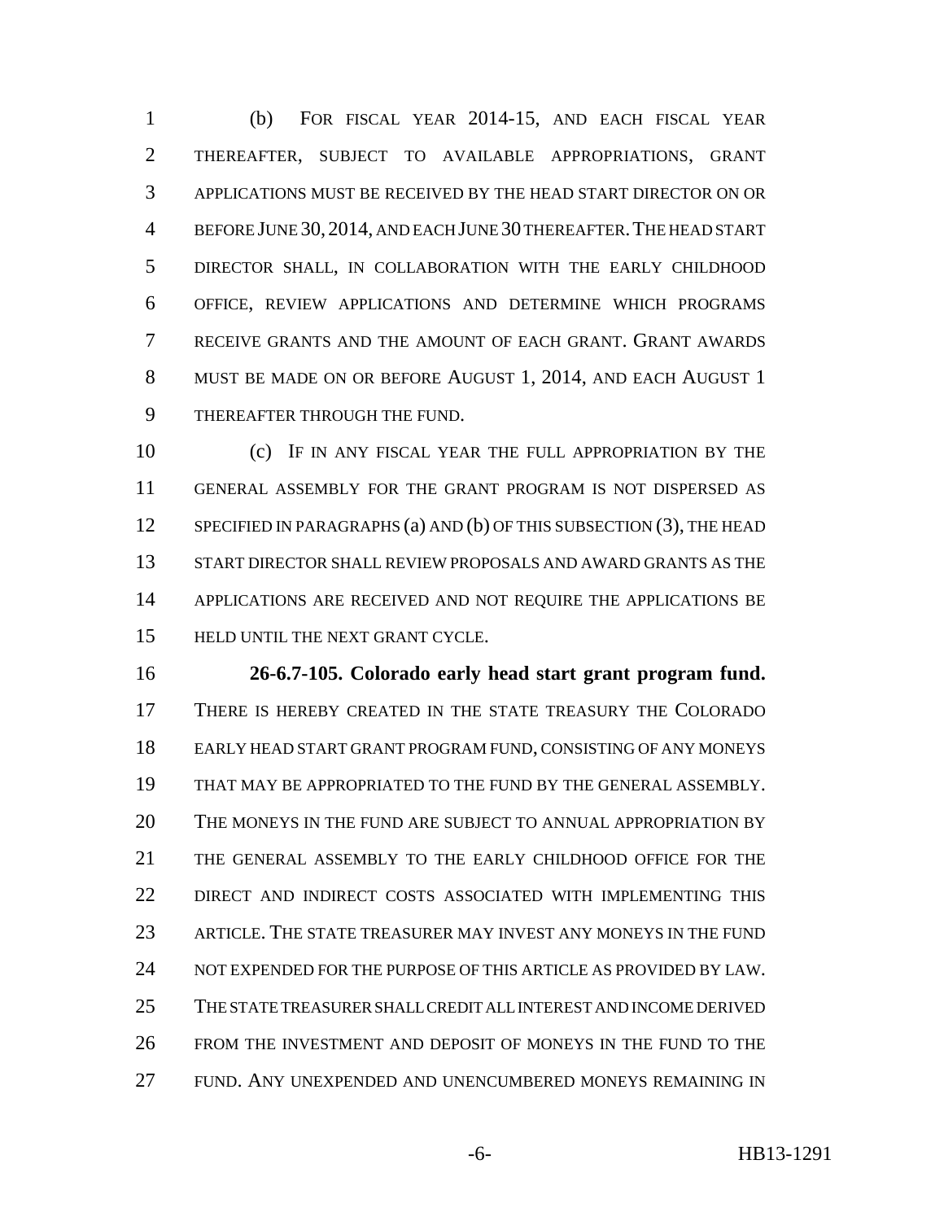(b) FOR FISCAL YEAR 2014-15, AND EACH FISCAL YEAR THEREAFTER, SUBJECT TO AVAILABLE APPROPRIATIONS, GRANT APPLICATIONS MUST BE RECEIVED BY THE HEAD START DIRECTOR ON OR BEFORE JUNE 30, 2014, AND EACH JUNE 30 THEREAFTER. THE HEAD START DIRECTOR SHALL, IN COLLABORATION WITH THE EARLY CHILDHOOD OFFICE, REVIEW APPLICATIONS AND DETERMINE WHICH PROGRAMS RECEIVE GRANTS AND THE AMOUNT OF EACH GRANT. GRANT AWARDS MUST BE MADE ON OR BEFORE AUGUST 1, 2014, AND EACH AUGUST 1 THEREAFTER THROUGH THE FUND.

(c) IF IN ANY FISCAL YEAR THE FULL APPROPRIATION BY THE GENERAL ASSEMBLY FOR THE GRANT PROGRAM IS NOT DISPERSED AS SPECIFIED IN PARAGRAPHS (a) AND (b) OF THIS SUBSECTION (3), THE HEAD START DIRECTOR SHALL REVIEW PROPOSALS AND AWARD GRANTS AS THE APPLICATIONS ARE RECEIVED AND NOT REQUIRE THE APPLICATIONS BE HELD UNTIL THE NEXT GRANT CYCLE.

**26-6.7-105. Colorado early head start grant program fund.** THERE IS HEREBY CREATED IN THE STATE TREASURY THE COLORADO EARLY HEAD START GRANT PROGRAM FUND, CONSISTING OF ANY MONEYS THAT MAY BE APPROPRIATED TO THE FUND BY THE GENERAL ASSEMBLY. THE MONEYS IN THE FUND ARE SUBJECT TO ANNUAL APPROPRIATION BY THE GENERAL ASSEMBLY TO THE EARLY CHILDHOOD OFFICE FOR THE DIRECT AND INDIRECT COSTS ASSOCIATED WITH IMPLEMENTING THIS ARTICLE. THE STATE TREASURER MAY INVEST ANY MONEYS IN THE FUND NOT EXPENDED FOR THE PURPOSE OF THIS ARTICLE AS PROVIDED BY LAW. THE STATE TREASURER SHALL CREDIT ALL INTEREST AND INCOME DERIVED FROM THE INVESTMENT AND DEPOSIT OF MONEYS IN THE FUND TO THE FUND. ANY UNEXPENDED AND UNENCUMBERED MONEYS REMAINING IN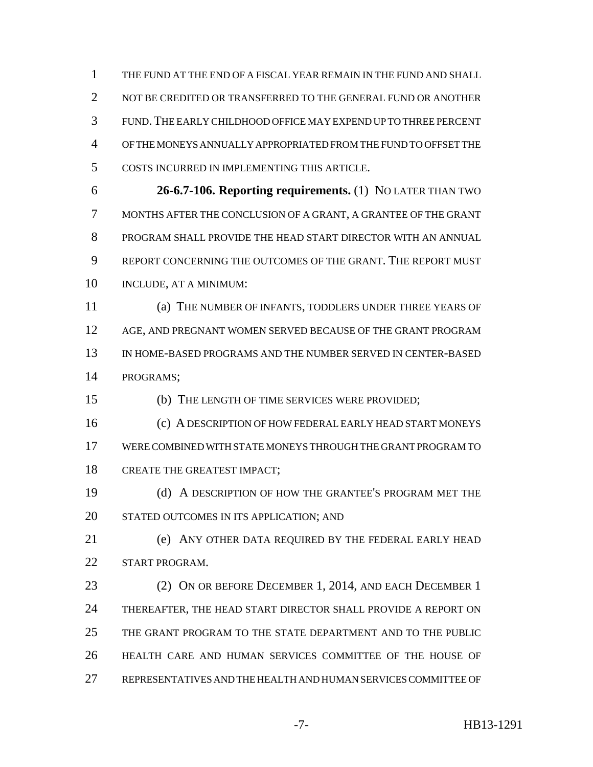THE FUND AT THE END OF A FISCAL YEAR REMAIN IN THE FUND AND SHALL NOT BE CREDITED OR TRANSFERRED TO THE GENERAL FUND OR ANOTHER FUND. THE EARLY CHILDHOOD OFFICE MAY EXPEND UP TO THREE PERCENT OF THE MONEYS ANNUALLY APPROPRIATED FROM THE FUND TO OFFSET THE COSTS INCURRED IN IMPLEMENTING THIS ARTICLE.

**26-6.7-106. Reporting requirements.** (1) NO LATER THAN TWO MONTHS AFTER THE CONCLUSION OF A GRANT, A GRANTEE OF THE GRANT PROGRAM SHALL PROVIDE THE HEAD START DIRECTOR WITH AN ANNUAL REPORT CONCERNING THE OUTCOMES OF THE GRANT. THE REPORT MUST INCLUDE, AT A MINIMUM:

(a) THE NUMBER OF INFANTS, TODDLERS UNDER THREE YEARS OF AGE, AND PREGNANT WOMEN SERVED BECAUSE OF THE GRANT PROGRAM IN HOME-BASED PROGRAMS AND THE NUMBER SERVED IN CENTER-BASED PROGRAMS;

(b) THE LENGTH OF TIME SERVICES WERE PROVIDED;

(c) A DESCRIPTION OF HOW FEDERAL EARLY HEAD START MONEYS WERE COMBINED WITH STATE MONEYS THROUGH THE GRANT PROGRAM TO CREATE THE GREATEST IMPACT;

(d) A DESCRIPTION OF HOW THE GRANTEE'S PROGRAM MET THE STATED OUTCOMES IN ITS APPLICATION; AND

(e) ANY OTHER DATA REQUIRED BY THE FEDERAL EARLY HEAD START PROGRAM.

(2) ON OR BEFORE DECEMBER 1, 2014, AND EACH DECEMBER 1 THEREAFTER, THE HEAD START DIRECTOR SHALL PROVIDE A REPORT ON THE GRANT PROGRAM TO THE STATE DEPARTMENT AND TO THE PUBLIC HEALTH CARE AND HUMAN SERVICES COMMITTEE OF THE HOUSE OF REPRESENTATIVES AND THE HEALTH AND HUMAN SERVICES COMMITTEE OF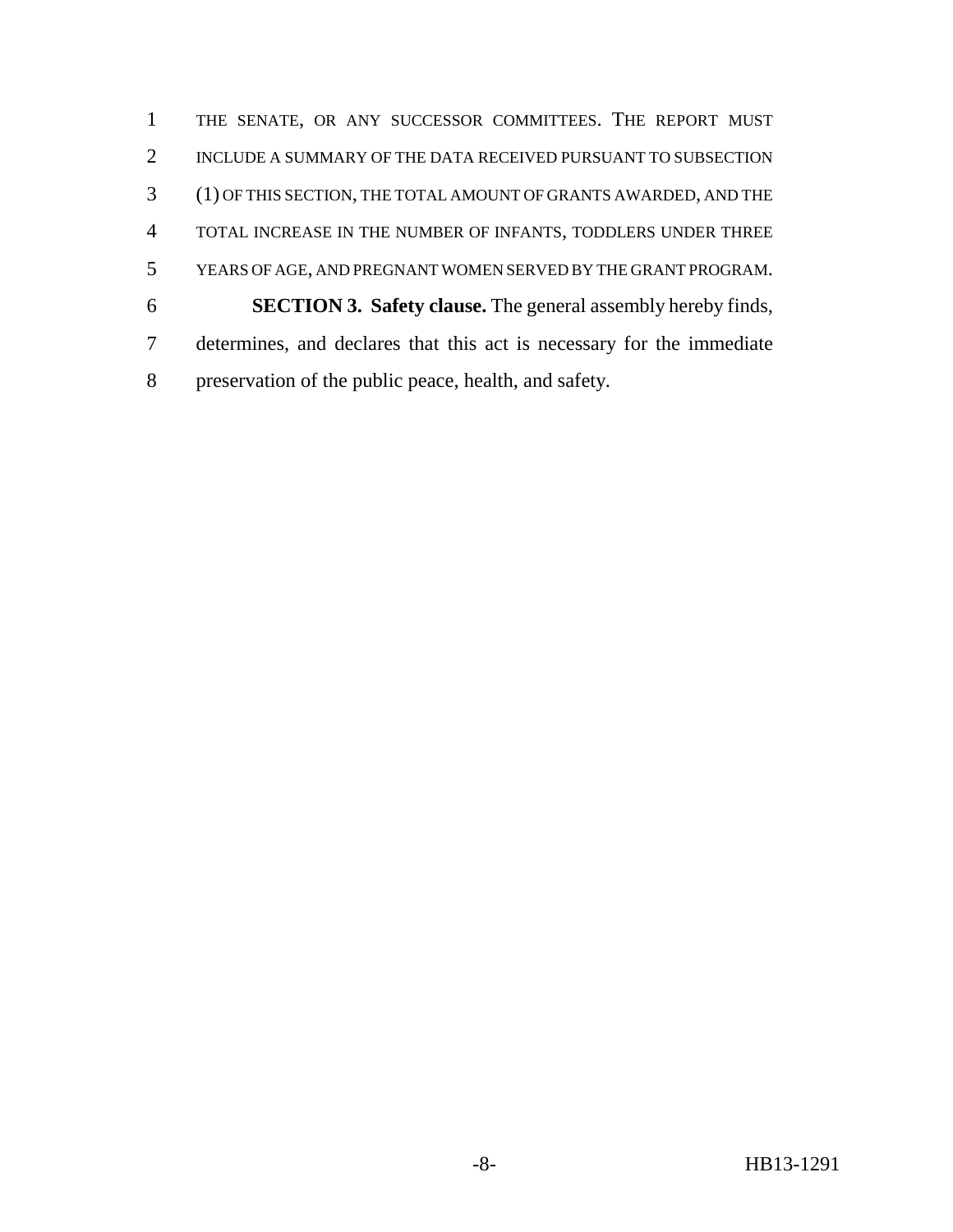THE SENATE, OR ANY SUCCESSOR COMMITTEES. THE REPORT MUST INCLUDE A SUMMARY OF THE DATA RECEIVED PURSUANT TO SUBSECTION (1) OF THIS SECTION, THE TOTAL AMOUNT OF GRANTS AWARDED, AND THE TOTAL INCREASE IN THE NUMBER OF INFANTS, TODDLERS UNDER THREE YEARS OF AGE, AND PREGNANT WOMEN SERVED BY THE GRANT PROGRAM.

**SECTION 3. Safety clause.** The general assembly hereby finds, determines, and declares that this act is necessary for the immediate preservation of the public peace, health, and safety.